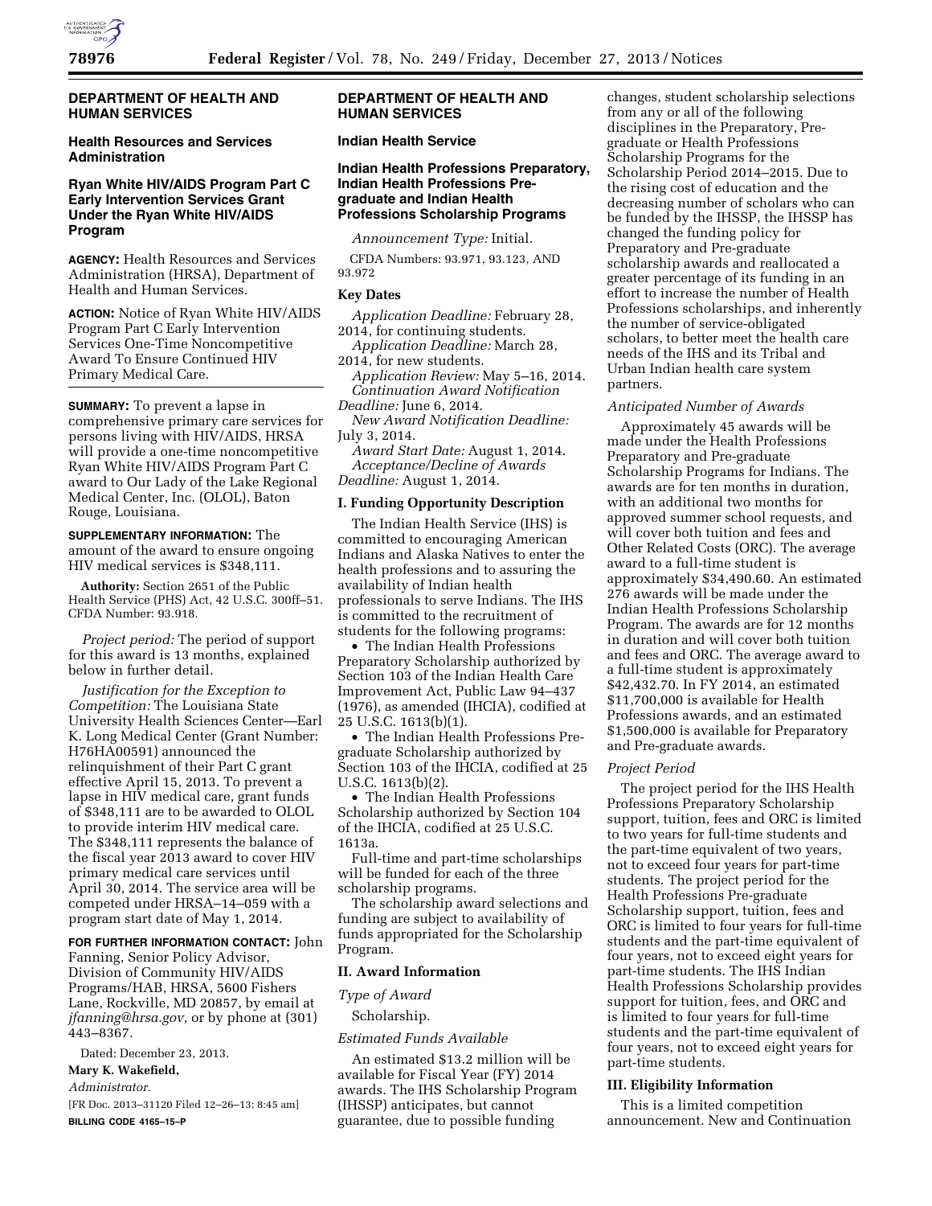## DEPARTMENT OF HEALTH AND HUMAN SERVICES

### Health Resources and Services Administration

### Ryan White HIV/AIDS Program Part C Early Intervention Services Grant Under the Ryan White HIV/AIDS Program

**AGENCY:** Health Resources and Services Administration (HRSA), Department of Health and Human Services.

**ACTION:** Notice of Ryan White HIV/AIDS Program Part C Early Intervention Services One-Time Noncompetitive Award To Ensure Continued HIV Primary Medical Care.

**SUMMARY:** To prevent a lapse in comprehensive primary care services for persons living with HIV/AIDS, HRSA will provide a one-time noncompetitive Ryan White HIV/AIDS Program Part C award to Our Lady of the Lake Regional Medical Center, Inc. (OLOL), Baton Rouge, Louisiana.

**SUPPLEMENTARY INFORMATION:** The amount of the award to ensure ongoing HIV medical services is $348,111.

**Authority:** Section 2651 of the Public Health Service (PHS) Act, 42 U.S.C. 300ff–51. CFDA Number: 93.918.

*Project period:* The period of support for this award is 13 months, explained below in further detail.

*Justification for the Exception to Competition:* The Louisiana State University Health Sciences Center—Earl K. Long Medical Center (Grant Number: H76HA00591) announced the relinquishment of their Part C grant effective April 15, 2013. To prevent a lapse in HIV medical care, grant funds of $348,111 are to be awarded to OLOL to provide interim HIV medical care. The $348,111 represents the balance of the fiscal year 2013 award to cover HIV primary medical care services until April 30, 2014. The service area will be competed under HRSA–14–059 with a program start date of May 1, 2014.

**FOR FURTHER INFORMATION CONTACT:** John Fanning, Senior Policy Advisor, Division of Community HIV/AIDS Programs/HAB, HRSA, 5600 Fishers Lane, Rockville, MD 20857, by email at *jfanning@hrsa.gov,* or by phone at (301) 443–8367.

Dated: December 23, 2013.

**Mary K. Wakefield,**

*Administrator.*

[FR Doc. 2013–31120 Filed 12–26–13; 8:45 am]

**BILLING CODE 4165–15–P**

## DEPARTMENT OF HEALTH AND HUMAN SERVICES

### Indian Health Service

### Indian Health Professions Preparatory, Indian Health Professions Pre-graduate and Indian Health Professions Scholarship Programs

*Announcement Type:* Initial.

CFDA Numbers: 93.971, 93.123, AND 93.972

**Key Dates**

*Application Deadline:* February 28, 2014, for continuing students.

*Application Deadline:* March 28, 2014, for new students.

*Application Review:* May 5–16, 2014.

*Continuation Award Notification Deadline:* June 6, 2014.

*New Award Notification Deadline:* July 3, 2014.

*Award Start Date:* August 1, 2014.

*Acceptance/Decline of Awards Deadline:* August 1, 2014.

**I. Funding Opportunity Description**

The Indian Health Service (IHS) is committed to encouraging American Indians and Alaska Natives to enter the health professions and to assuring the availability of Indian health professionals to serve Indians. The IHS is committed to the recruitment of students for the following programs:

- The Indian Health Professions Preparatory Scholarship authorized by Section 103 of the Indian Health Care Improvement Act, Public Law 94–437 (1976), as amended (IHCIA), codified at 25 U.S.C. 1613(b)(1).
- The Indian Health Professions Pre-graduate Scholarship authorized by Section 103 of the IHCIA, codified at 25 U.S.C. 1613(b)(2).
- The Indian Health Professions Scholarship authorized by Section 104 of the IHCIA, codified at 25 U.S.C. 1613a.

Full-time and part-time scholarships will be funded for each of the three scholarship programs.

The scholarship award selections and funding are subject to availability of funds appropriated for the Scholarship Program.

**II. Award Information**

*Type of Award*

Scholarship.

*Estimated Funds Available*

An estimated $13.2 million will be available for Fiscal Year (FY) 2014 awards. The IHS Scholarship Program (IHSSP) anticipates, but cannot guarantee, due to possible funding changes, student scholarship selections from any or all of the following disciplines in the Preparatory, Pre-graduate or Health Professions Scholarship Programs for the Scholarship Period 2014–2015. Due to the rising cost of education and the decreasing number of scholars who can be funded by the IHSSP, the IHSSP has changed the funding policy for Preparatory and Pre-graduate scholarship awards and reallocated a greater percentage of its funding in an effort to increase the number of Health Professions scholarships, and inherently the number of service-obligated scholars, to better meet the health care needs of the IHS and its Tribal and Urban Indian health care system partners.

*Anticipated Number of Awards*

Approximately 45 awards will be made under the Health Professions Preparatory and Pre-graduate Scholarship Programs for Indians. The awards are for ten months in duration, with an additional two months for approved summer school requests, and will cover both tuition and fees and Other Related Costs (ORC). The average award to a full-time student is approximately $34,490.60. An estimated 276 awards will be made under the Indian Health Professions Scholarship Program. The awards are for 12 months in duration and will cover both tuition and fees and ORC. The average award to a full-time student is approximately $42,432.70. In FY 2014, an estimated $11,700,000 is available for Health Professions awards, and an estimated $1,500,000 is available for Preparatory and Pre-graduate awards.

*Project Period*

The project period for the IHS Health Professions Preparatory Scholarship support, tuition, fees and ORC is limited to two years for full-time students and the part-time equivalent of two years, not to exceed four years for part-time students. The project period for the Health Professions Pre-graduate Scholarship support, tuition, fees and ORC is limited to four years for full-time students and the part-time equivalent of four years, not to exceed eight years for part-time students. The IHS Indian Health Professions Scholarship provides support for tuition, fees, and ORC and is limited to four years for full-time students and the part-time equivalent of four years, not to exceed eight years for part-time students.

**III. Eligibility Information**

This is a limited competition announcement. New and Continuation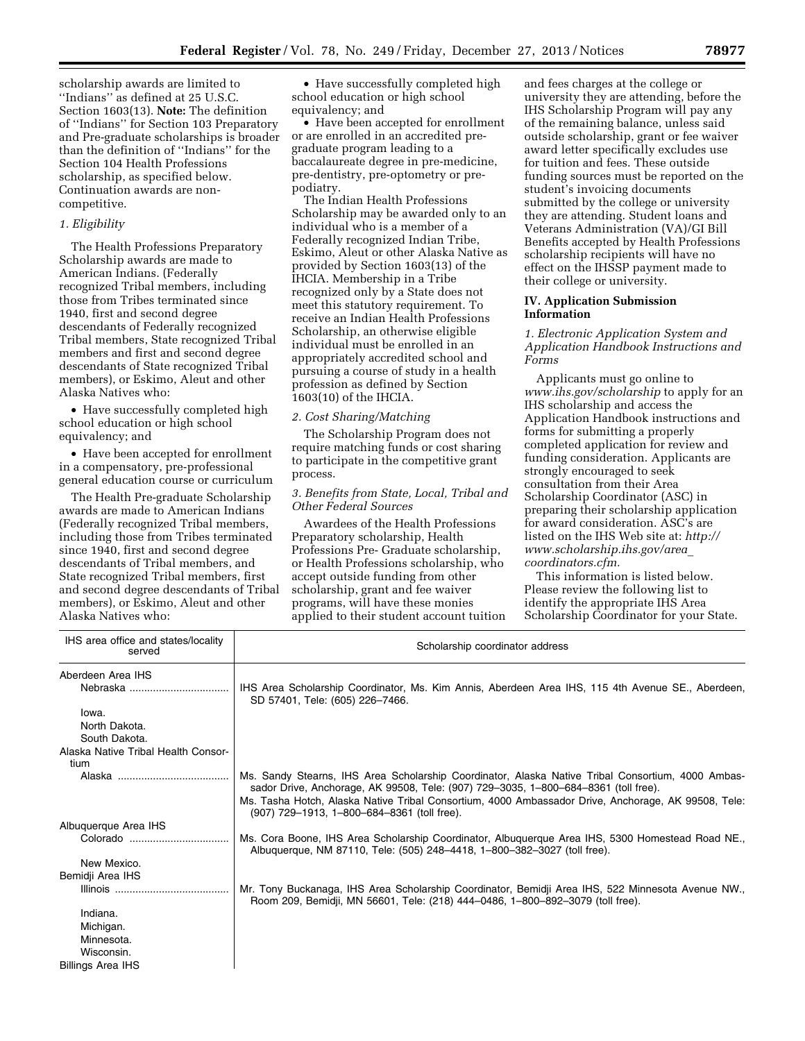scholarship awards are limited to ''Indians'' as defined at 25 U.S.C. Section 1603(13). **Note:** The definition of ''Indians'' for Section 103 Preparatory and Pre-graduate scholarships is broader than the definition of ''Indians'' for the Section 104 Health Professions scholarship, as specified below. Continuation awards are non-competitive.

*1. Eligibility*

The Health Professions Preparatory Scholarship awards are made to American Indians. (Federally recognized Tribal members, including those from Tribes terminated since 1940, first and second degree descendants of Federally recognized Tribal members, State recognized Tribal members and first and second degree descendants of State recognized Tribal members), or Eskimo, Aleut and other Alaska Natives who:

- Have successfully completed high school education or high school equivalency; and
- Have been accepted for enrollment in a compensatory, pre-professional general education course or curriculum

The Health Pre-graduate Scholarship awards are made to American Indians (Federally recognized Tribal members, including those from Tribes terminated since 1940, first and second degree descendants of Tribal members, and State recognized Tribal members, first and second degree descendants of Tribal members), or Eskimo, Aleut and other Alaska Natives who:

- Have successfully completed high school education or high school equivalency; and
- Have been accepted for enrollment or are enrolled in an accredited pre-graduate program leading to a baccalaureate degree in pre-medicine, pre-dentistry, pre-optometry or pre-podiatry.

The Indian Health Professions Scholarship may be awarded only to an individual who is a member of a Federally recognized Indian Tribe, Eskimo, Aleut or other Alaska Native as provided by Section 1603(13) of the IHCIA. Membership in a Tribe recognized only by a State does not meet this statutory requirement. To receive an Indian Health Professions Scholarship, an otherwise eligible individual must be enrolled in an appropriately accredited school and pursuing a course of study in a health profession as defined by Section 1603(10) of the IHCIA.

*2. Cost Sharing/Matching*

The Scholarship Program does not require matching funds or cost sharing to participate in the competitive grant process.

*3. Benefits from State, Local, Tribal and Other Federal Sources*

Awardees of the Health Professions Preparatory scholarship, Health Professions Pre- Graduate scholarship, or Health Professions scholarship, who accept outside funding from other scholarship, grant and fee waiver programs, will have these monies applied to their student account tuition and fees charges at the college or university they are attending, before the IHS Scholarship Program will pay any of the remaining balance, unless said outside scholarship, grant or fee waiver award letter specifically excludes use for tuition and fees. These outside funding sources must be reported on the student's invoicing documents submitted by the college or university they are attending. Student loans and Veterans Administration (VA)/GI Bill Benefits accepted by Health Professions scholarship recipients will have no effect on the IHSSP payment made to their college or university.

## IV. Application Submission Information

*1. Electronic Application System and Application Handbook Instructions and Forms*

Applicants must go online to *www.ihs.gov/scholarship* to apply for an IHS scholarship and access the Application Handbook instructions and forms for submitting a properly completed application for review and funding consideration. Applicants are strongly encouraged to seek consultation from their Area Scholarship Coordinator (ASC) in preparing their scholarship application for award consideration. ASC's are listed on the IHS Web site at: *http://www.scholarship.ihs.gov/area_coordinators.cfm.*

This information is listed below. Please review the following list to identify the appropriate IHS Area Scholarship Coordinator for your State.

| IHS area office and states/locality served | Scholarship coordinator address |
|---|---|
| Aberdeen Area IHS | |
| Nebraska | IHS Area Scholarship Coordinator, Ms. Kim Annis, Aberdeen Area IHS, 115 4th Avenue SE., Aberdeen, SD 57401, Tele: (605) 226–7466. |
| Iowa. | |
| North Dakota. | |
| South Dakota. | |
| Alaska Native Tribal Health Consortium | |
| Alaska | Ms. Sandy Stearns, IHS Area Scholarship Coordinator, Alaska Native Tribal Consortium, 4000 Ambassador Drive, Anchorage, AK 99508, Tele: (907) 729–3035, 1–800–684–8361 (toll free). Ms. Tasha Hotch, Alaska Native Tribal Consortium, 4000 Ambassador Drive, Anchorage, AK 99508, Tele: (907) 729–1913, 1–800–684–8361 (toll free). |
| Albuquerque Area IHS | |
| Colorado | Ms. Cora Boone, IHS Area Scholarship Coordinator, Albuquerque Area IHS, 5300 Homestead Road NE., Albuquerque, NM 87110, Tele: (505) 248–4418, 1–800–382–3027 (toll free). |
| New Mexico. | |
| Bemidji Area IHS | |
| Illinois | Mr. Tony Buckanaga, IHS Area Scholarship Coordinator, Bemidji Area IHS, 522 Minnesota Avenue NW., Room 209, Bemidji, MN 56601, Tele: (218) 444–0486, 1–800–892–3079 (toll free). |
| Indiana. | |
| Michigan. | |
| Minnesota. | |
| Wisconsin. | |
| Billings Area IHS | |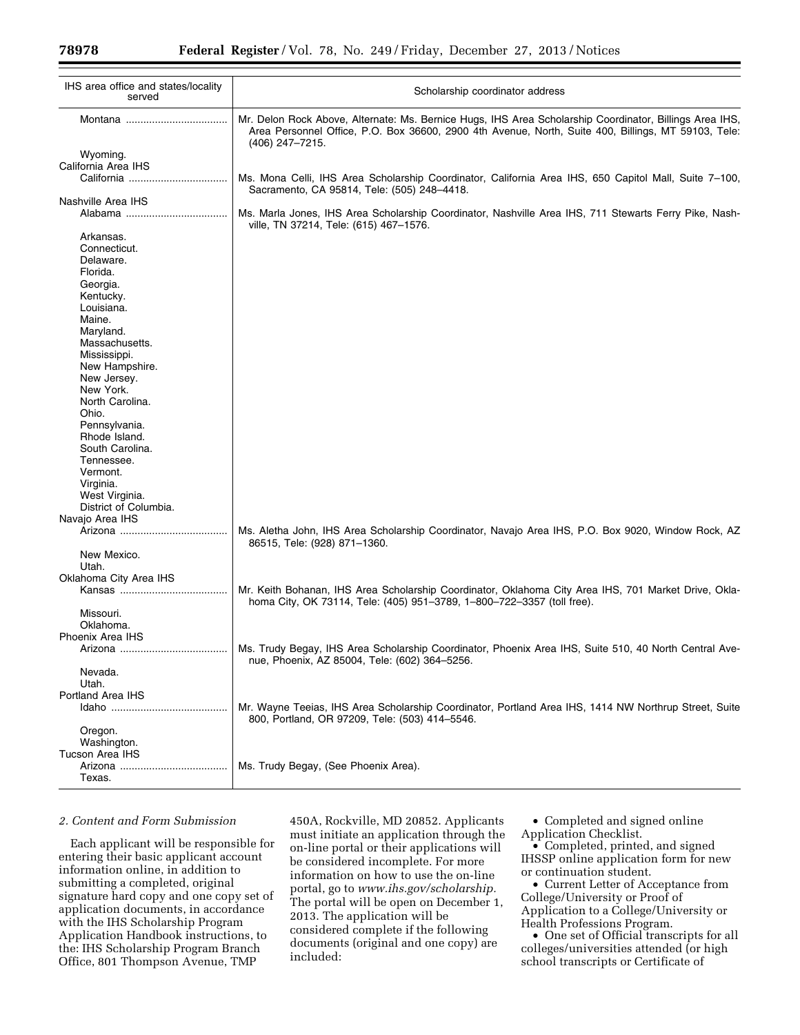| IHS area office and states/locality served | Scholarship coordinator address |
|---|---|
| Montana | Mr. Delon Rock Above, Alternate: Ms. Bernice Hugs, IHS Area Scholarship Coordinator, Billings Area IHS, Area Personnel Office, P.O. Box 36600, 2900 4th Avenue, North, Suite 400, Billings, MT 59103, Tele: (406) 247–7215. |
| Wyoming. | |
| California Area IHS | |
| California | Ms. Mona Celli, IHS Area Scholarship Coordinator, California Area IHS, 650 Capitol Mall, Suite 7–100, Sacramento, CA 95814, Tele: (505) 248–4418. |
| Nashville Area IHS | |
| Alabama | Ms. Marla Jones, IHS Area Scholarship Coordinator, Nashville Area IHS, 711 Stewarts Ferry Pike, Nashville, TN 37214, Tele: (615) 467–1576. |
| Arkansas. | |
| Connecticut. | |
| Delaware. | |
| Florida. | |
| Georgia. | |
| Kentucky. | |
| Louisiana. | |
| Maine. | |
| Maryland. | |
| Massachusetts. | |
| Mississippi. | |
| New Hampshire. | |
| New Jersey. | |
| New York. | |
| North Carolina. | |
| Ohio. | |
| Pennsylvania. | |
| Rhode Island. | |
| South Carolina. | |
| Tennessee. | |
| Vermont. | |
| Virginia. | |
| West Virginia. | |
| District of Columbia. | |
| Navajo Area IHS | |
| Arizona | Ms. Aletha John, IHS Area Scholarship Coordinator, Navajo Area IHS, P.O. Box 9020, Window Rock, AZ 86515, Tele: (928) 871–1360. |
| New Mexico. | |
| Utah. | |
| Oklahoma City Area IHS | |
| Kansas | Mr. Keith Bohanan, IHS Area Scholarship Coordinator, Oklahoma City Area IHS, 701 Market Drive, Oklahoma City, OK 73114, Tele: (405) 951–3789, 1–800–722–3357 (toll free). |
| Missouri. | |
| Oklahoma. | |
| Phoenix Area IHS | |
| Arizona | Ms. Trudy Begay, IHS Area Scholarship Coordinator, Phoenix Area IHS, Suite 510, 40 North Central Avenue, Phoenix, AZ 85004, Tele: (602) 364–5256. |
| Nevada. | |
| Utah. | |
| Portland Area IHS | |
| Idaho | Mr. Wayne Teeias, IHS Area Scholarship Coordinator, Portland Area IHS, 1414 NW Northrup Street, Suite 800, Portland, OR 97209, Tele: (503) 414–5546. |
| Oregon. | |
| Washington. | |
| Tucson Area IHS | |
| Arizona | Ms. Trudy Begay, (See Phoenix Area). |
| Texas. | |

*2. Content and Form Submission*

Each applicant will be responsible for entering their basic applicant account information online, in addition to submitting a completed, original signature hard copy and one copy set of application documents, in accordance with the IHS Scholarship Program Application Handbook instructions, to the: IHS Scholarship Program Branch Office, 801 Thompson Avenue, TMP 450A, Rockville, MD 20852. Applicants must initiate an application through the on-line portal or their applications will be considered incomplete. For more information on how to use the on-line portal, go to *www.ihs.gov/scholarship.* The portal will be open on December 1, 2013. The application will be considered complete if the following documents (original and one copy) are included:

- Completed and signed online Application Checklist.
- Completed, printed, and signed IHSSP online application form for new or continuation student.
- Current Letter of Acceptance from College/University or Proof of Application to a College/University or Health Professions Program.
- One set of Official transcripts for all colleges/universities attended (or high school transcripts or Certificate of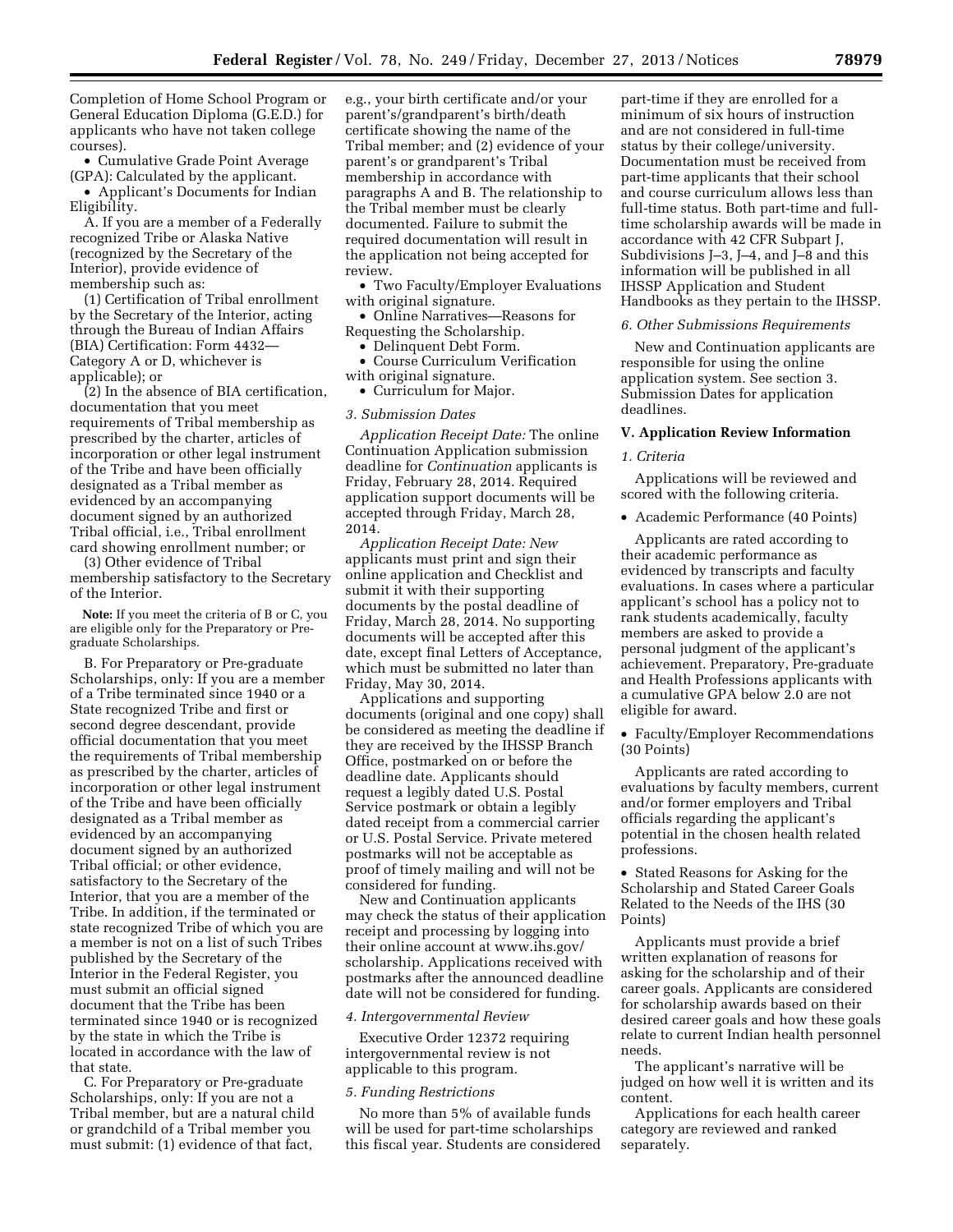Completion of Home School Program or General Education Diploma (G.E.D.) for applicants who have not taken college courses).

- Cumulative Grade Point Average (GPA): Calculated by the applicant.
- Applicant's Documents for Indian Eligibility.

A. If you are a member of a Federally recognized Tribe or Alaska Native (recognized by the Secretary of the Interior), provide evidence of membership such as:

(1) Certification of Tribal enrollment by the Secretary of the Interior, acting through the Bureau of Indian Affairs (BIA) Certification: Form 4432—Category A or D, whichever is applicable); or

(2) In the absence of BIA certification, documentation that you meet requirements of Tribal membership as prescribed by the charter, articles of incorporation or other legal instrument of the Tribe and have been officially designated as a Tribal member as evidenced by an accompanying document signed by an authorized Tribal official, i.e., Tribal enrollment card showing enrollment number; or

(3) Other evidence of Tribal membership satisfactory to the Secretary of the Interior.

**Note:** If you meet the criteria of B or C, you are eligible only for the Preparatory or Pre-graduate Scholarships.

B. For Preparatory or Pre-graduate Scholarships, only: If you are a member of a Tribe terminated since 1940 or a State recognized Tribe and first or second degree descendant, provide official documentation that you meet the requirements of Tribal membership as prescribed by the charter, articles of incorporation or other legal instrument of the Tribe and have been officially designated as a Tribal member as evidenced by an accompanying document signed by an authorized Tribal official; or other evidence, satisfactory to the Secretary of the Interior, that you are a member of the Tribe. In addition, if the terminated or state recognized Tribe of which you are a member is not on a list of such Tribes published by the Secretary of the Interior in the Federal Register, you must submit an official signed document that the Tribe has been terminated since 1940 or is recognized by the state in which the Tribe is located in accordance with the law of that state.

C. For Preparatory or Pre-graduate Scholarships, only: If you are not a Tribal member, but are a natural child or grandchild of a Tribal member you must submit: (1) evidence of that fact, e.g., your birth certificate and/or your parent's/grandparent's birth/death certificate showing the name of the Tribal member; and (2) evidence of your parent's or grandparent's Tribal membership in accordance with paragraphs A and B. The relationship to the Tribal member must be clearly documented. Failure to submit the required documentation will result in the application not being accepted for review.

- Two Faculty/Employer Evaluations with original signature.
- Online Narratives—Reasons for Requesting the Scholarship.
- Delinquent Debt Form.
- Course Curriculum Verification with original signature.
- Curriculum for Major.

### 3. Submission Dates

*Application Receipt Date:* The online Continuation Application submission deadline for *Continuation* applicants is Friday, February 28, 2014. Required application support documents will be accepted through Friday, March 28, 2014.

*Application Receipt Date: New* applicants must print and sign their online application and Checklist and submit it with their supporting documents by the postal deadline of Friday, March 28, 2014. No supporting documents will be accepted after this date, except final Letters of Acceptance, which must be submitted no later than Friday, May 30, 2014.

Applications and supporting documents (original and one copy) shall be considered as meeting the deadline if they are received by the IHSSP Branch Office, postmarked on or before the deadline date. Applicants should request a legibly dated U.S. Postal Service postmark or obtain a legibly dated receipt from a commercial carrier or U.S. Postal Service. Private metered postmarks will not be acceptable as proof of timely mailing and will not be considered for funding.

New and Continuation applicants may check the status of their application receipt and processing by logging into their online account at www.ihs.gov/scholarship. Applications received with postmarks after the announced deadline date will not be considered for funding.

### 4. Intergovernmental Review

Executive Order 12372 requiring intergovernmental review is not applicable to this program.

### 5. Funding Restrictions

No more than 5% of available funds will be used for part-time scholarships this fiscal year. Students are considered part-time if they are enrolled for a minimum of six hours of instruction and are not considered in full-time status by their college/university. Documentation must be received from part-time applicants that their school and course curriculum allows less than full-time status. Both part-time and full-time scholarship awards will be made in accordance with 42 CFR Subpart J, Subdivisions J–3, J–4, and J–8 and this information will be published in all IHSSP Application and Student Handbooks as they pertain to the IHSSP.

### 6. Other Submissions Requirements

New and Continuation applicants are responsible for using the online application system. See section 3. Submission Dates for application deadlines.

## V. Application Review Information

### 1. Criteria

Applications will be reviewed and scored with the following criteria.

- Academic Performance (40 Points)

Applicants are rated according to their academic performance as evidenced by transcripts and faculty evaluations. In cases where a particular applicant's school has a policy not to rank students academically, faculty members are asked to provide a personal judgment of the applicant's achievement. Preparatory, Pre-graduate and Health Professions applicants with a cumulative GPA below 2.0 are not eligible for award.

- Faculty/Employer Recommendations (30 Points)

Applicants are rated according to evaluations by faculty members, current and/or former employers and Tribal officials regarding the applicant's potential in the chosen health related professions.

- Stated Reasons for Asking for the Scholarship and Stated Career Goals Related to the Needs of the IHS (30 Points)

Applicants must provide a brief written explanation of reasons for asking for the scholarship and of their career goals. Applicants are considered for scholarship awards based on their desired career goals and how these goals relate to current Indian health personnel needs.

The applicant's narrative will be judged on how well it is written and its content.

Applications for each health career category are reviewed and ranked separately.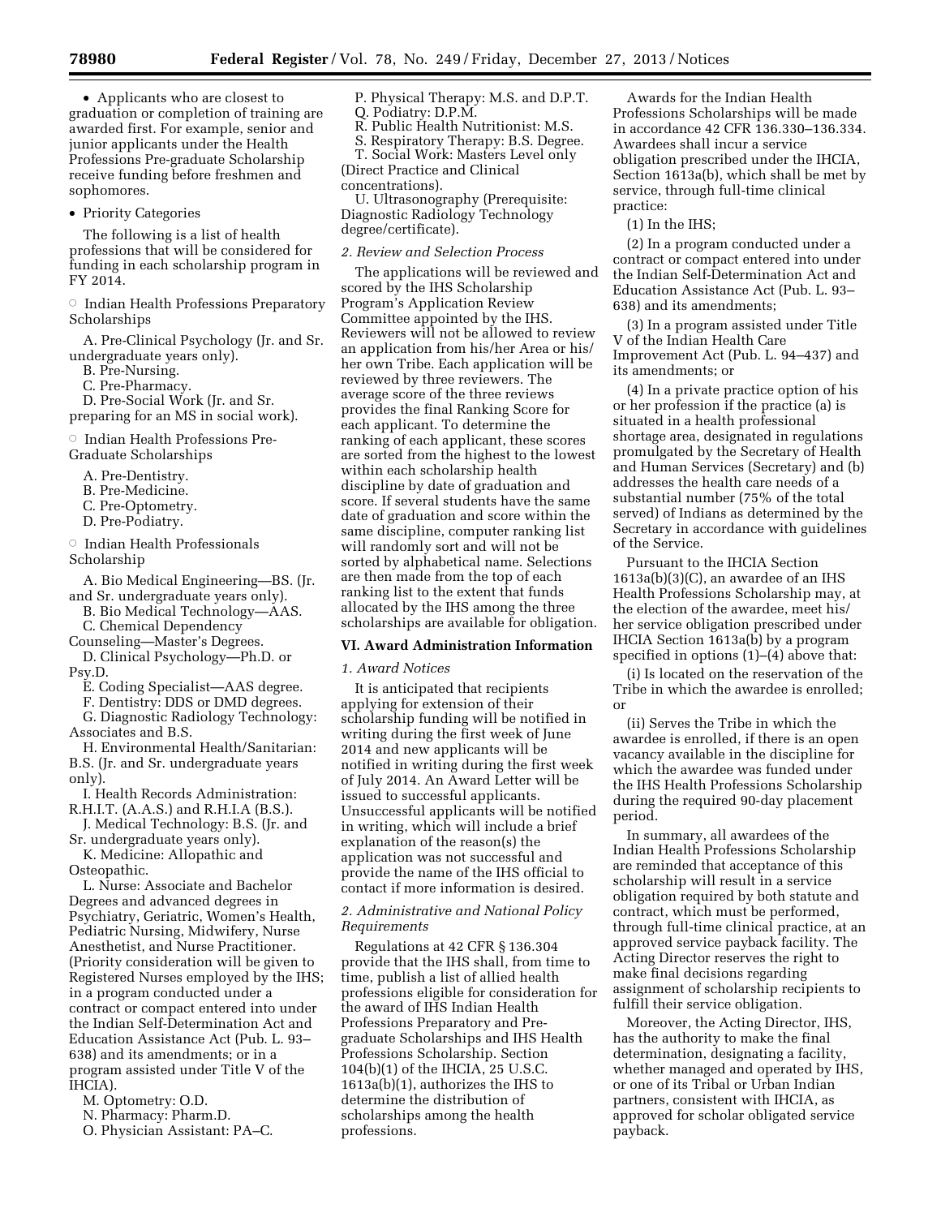- Applicants who are closest to graduation or completion of training are awarded first. For example, senior and junior applicants under the Health Professions Pre-graduate Scholarship receive funding before freshmen and sophomores.

- Priority Categories

The following is a list of health professions that will be considered for funding in each scholarship program in FY 2014.

- Indian Health Professions Preparatory Scholarships

A. Pre-Clinical Psychology (Jr. and Sr. undergraduate years only).
B. Pre-Nursing.
C. Pre-Pharmacy.
D. Pre-Social Work (Jr. and Sr. preparing for an MS in social work).

- Indian Health Professions Pre-Graduate Scholarships

A. Pre-Dentistry.
B. Pre-Medicine.
C. Pre-Optometry.
D. Pre-Podiatry.

- Indian Health Professionals Scholarship

A. Bio Medical Engineering—BS. (Jr. and Sr. undergraduate years only).
B. Bio Medical Technology—AAS.
C. Chemical Dependency Counseling—Master's Degrees.
D. Clinical Psychology—Ph.D. or Psy.D.
E. Coding Specialist—AAS degree.
F. Dentistry: DDS or DMD degrees.
G. Diagnostic Radiology Technology: Associates and B.S.
H. Environmental Health/Sanitarian: B.S. (Jr. and Sr. undergraduate years only).
I. Health Records Administration: R.H.I.T. (A.A.S.) and R.H.I.A (B.S.).
J. Medical Technology: B.S. (Jr. and Sr. undergraduate years only).
K. Medicine: Allopathic and Osteopathic.
L. Nurse: Associate and Bachelor Degrees and advanced degrees in Psychiatry, Geriatric, Women's Health, Pediatric Nursing, Midwifery, Nurse Anesthetist, and Nurse Practitioner. (Priority consideration will be given to Registered Nurses employed by the IHS; in a program conducted under a contract or compact entered into under the Indian Self-Determination Act and Education Assistance Act (Pub. L. 93–638) and its amendments; or in a program assisted under Title V of the IHCIA).
M. Optometry: O.D.
N. Pharmacy: Pharm.D.
O. Physician Assistant: PA–C.
P. Physical Therapy: M.S. and D.P.T.
Q. Podiatry: D.P.M.
R. Public Health Nutritionist: M.S.
S. Respiratory Therapy: B.S. Degree.
T. Social Work: Masters Level only (Direct Practice and Clinical concentrations).
U. Ultrasonography (Prerequisite: Diagnostic Radiology Technology degree/certificate).

*2. Review and Selection Process*

The applications will be reviewed and scored by the IHS Scholarship Program's Application Review Committee appointed by the IHS. Reviewers will not be allowed to review an application from his/her Area or his/her own Tribe. Each application will be reviewed by three reviewers. The average score of the three reviews provides the final Ranking Score for each applicant. To determine the ranking of each applicant, these scores are sorted from the highest to the lowest within each scholarship health discipline by date of graduation and score. If several students have the same date of graduation and score within the same discipline, computer ranking list will randomly sort and will not be sorted by alphabetical name. Selections are then made from the top of each ranking list to the extent that funds allocated by the IHS among the three scholarships are available for obligation.

## VI. Award Administration Information

*1. Award Notices*

It is anticipated that recipients applying for extension of their scholarship funding will be notified in writing during the first week of June 2014 and new applicants will be notified in writing during the first week of July 2014. An Award Letter will be issued to successful applicants. Unsuccessful applicants will be notified in writing, which will include a brief explanation of the reason(s) the application was not successful and provide the name of the IHS official to contact if more information is desired.

*2. Administrative and National Policy Requirements*

Regulations at 42 CFR § 136.304 provide that the IHS shall, from time to time, publish a list of allied health professions eligible for consideration for the award of IHS Indian Health Professions Preparatory and Pre-graduate Scholarships and IHS Health Professions Scholarship. Section 104(b)(1) of the IHCIA, 25 U.S.C. 1613a(b)(1), authorizes the IHS to determine the distribution of scholarships among the health professions.

Awards for the Indian Health Professions Scholarships will be made in accordance 42 CFR 136.330–136.334. Awardees shall incur a service obligation prescribed under the IHCIA, Section 1613a(b), which shall be met by service, through full-time clinical practice:

(1) In the IHS;

(2) In a program conducted under a contract or compact entered into under the Indian Self-Determination Act and Education Assistance Act (Pub. L. 93–638) and its amendments;

(3) In a program assisted under Title V of the Indian Health Care Improvement Act (Pub. L. 94–437) and its amendments; or

(4) In a private practice option of his or her profession if the practice (a) is situated in a health professional shortage area, designated in regulations promulgated by the Secretary of Health and Human Services (Secretary) and (b) addresses the health care needs of a substantial number (75% of the total served) of Indians as determined by the Secretary in accordance with guidelines of the Service.

Pursuant to the IHCIA Section 1613a(b)(3)(C), an awardee of an IHS Health Professions Scholarship may, at the election of the awardee, meet his/her service obligation prescribed under IHCIA Section 1613a(b) by a program specified in options (1)–(4) above that:

(i) Is located on the reservation of the Tribe in which the awardee is enrolled; or

(ii) Serves the Tribe in which the awardee is enrolled, if there is an open vacancy available in the discipline for which the awardee was funded under the IHS Health Professions Scholarship during the required 90-day placement period.

In summary, all awardees of the Indian Health Professions Scholarship are reminded that acceptance of this scholarship will result in a service obligation required by both statute and contract, which must be performed, through full-time clinical practice, at an approved service payback facility. The Acting Director reserves the right to make final decisions regarding assignment of scholarship recipients to fulfill their service obligation.

Moreover, the Acting Director, IHS, has the authority to make the final determination, designating a facility, whether managed and operated by IHS, or one of its Tribal or Urban Indian partners, consistent with IHCIA, as approved for scholar obligated service payback.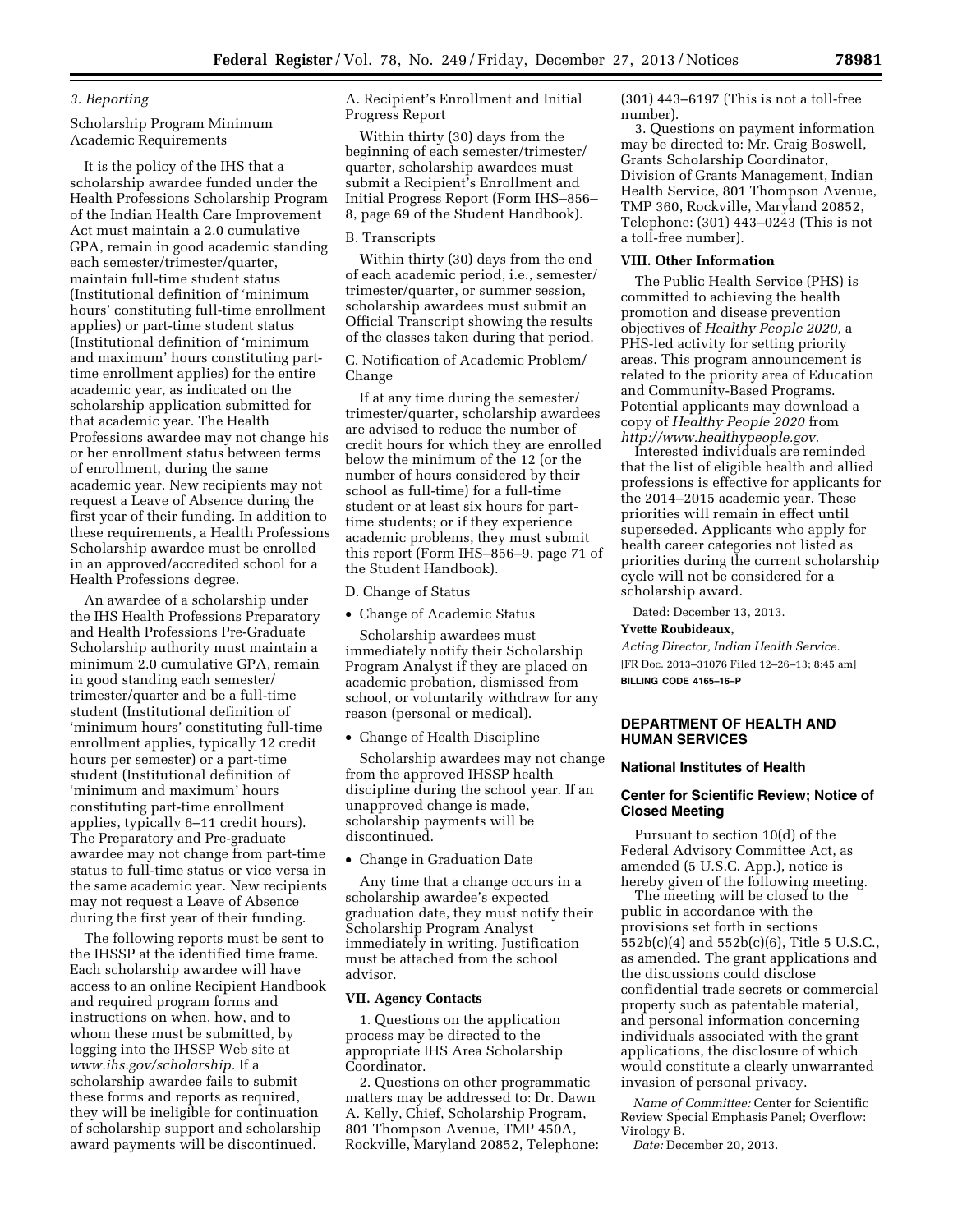*3. Reporting*

Scholarship Program Minimum Academic Requirements

It is the policy of the IHS that a scholarship awardee funded under the Health Professions Scholarship Program of the Indian Health Care Improvement Act must maintain a 2.0 cumulative GPA, remain in good academic standing each semester/trimester/quarter, maintain full-time student status (Institutional definition of 'minimum hours' constituting full-time enrollment applies) or part-time student status (Institutional definition of 'minimum and maximum' hours constituting part-time enrollment applies) for the entire academic year, as indicated on the scholarship application submitted for that academic year. The Health Professions awardee may not change his or her enrollment status between terms of enrollment, during the same academic year. New recipients may not request a Leave of Absence during the first year of their funding. In addition to these requirements, a Health Professions Scholarship awardee must be enrolled in an approved/accredited school for a Health Professions degree.

An awardee of a scholarship under the IHS Health Professions Preparatory and Health Professions Pre-Graduate Scholarship authority must maintain a minimum 2.0 cumulative GPA, remain in good standing each semester/trimester/quarter and be a full-time student (Institutional definition of 'minimum hours' constituting full-time enrollment applies, typically 12 credit hours per semester) or a part-time student (Institutional definition of 'minimum and maximum' hours constituting part-time enrollment applies, typically 6–11 credit hours). The Preparatory and Pre-graduate awardee may not change from part-time status to full-time status or vice versa in the same academic year. New recipients may not request a Leave of Absence during the first year of their funding.

The following reports must be sent to the IHSSP at the identified time frame. Each scholarship awardee will have access to an online Recipient Handbook and required program forms and instructions on when, how, and to whom these must be submitted, by logging into the IHSSP Web site at *www.ihs.gov/scholarship.* If a scholarship awardee fails to submit these forms and reports as required, they will be ineligible for continuation of scholarship support and scholarship award payments will be discontinued.

A. Recipient's Enrollment and Initial Progress Report

Within thirty (30) days from the beginning of each semester/trimester/quarter, scholarship awardees must submit a Recipient's Enrollment and Initial Progress Report (Form IHS–856–8, page 69 of the Student Handbook).

B. Transcripts

Within thirty (30) days from the end of each academic period, i.e., semester/trimester/quarter, or summer session, scholarship awardees must submit an Official Transcript showing the results of the classes taken during that period.

C. Notification of Academic Problem/Change

If at any time during the semester/trimester/quarter, scholarship awardees are advised to reduce the number of credit hours for which they are enrolled below the minimum of the 12 (or the number of hours considered by their school as full-time) for a full-time student or at least six hours for part-time students; or if they experience academic problems, they must submit this report (Form IHS–856–9, page 71 of the Student Handbook).

D. Change of Status

- Change of Academic Status

Scholarship awardees must immediately notify their Scholarship Program Analyst if they are placed on academic probation, dismissed from school, or voluntarily withdraw for any reason (personal or medical).

- Change of Health Discipline

Scholarship awardees may not change from the approved IHSSP health discipline during the school year. If an unapproved change is made, scholarship payments will be discontinued.

- Change in Graduation Date

Any time that a change occurs in a scholarship awardee's expected graduation date, they must notify their Scholarship Program Analyst immediately in writing. Justification must be attached from the school advisor.

### VII. Agency Contacts

1. Questions on the application process may be directed to the appropriate IHS Area Scholarship Coordinator.

2. Questions on other programmatic matters may be addressed to: Dr. Dawn A. Kelly, Chief, Scholarship Program, 801 Thompson Avenue, TMP 450A, Rockville, Maryland 20852, Telephone: (301) 443–6197 (This is not a toll-free number).

3. Questions on payment information may be directed to: Mr. Craig Boswell, Grants Scholarship Coordinator, Division of Grants Management, Indian Health Service, 801 Thompson Avenue, TMP 360, Rockville, Maryland 20852, Telephone: (301) 443–0243 (This is not a toll-free number).

### VIII. Other Information

The Public Health Service (PHS) is committed to achieving the health promotion and disease prevention objectives of *Healthy People 2020,* a PHS-led activity for setting priority areas. This program announcement is related to the priority area of Education and Community-Based Programs. Potential applicants may download a copy of *Healthy People 2020* from *http://www.healthypeople.gov.*

Interested individuals are reminded that the list of eligible health and allied professions is effective for applicants for the 2014–2015 academic year. These priorities will remain in effect until superseded. Applicants who apply for health career categories not listed as priorities during the current scholarship cycle will not be considered for a scholarship award.

Dated: December 13, 2013.

**Yvette Roubideaux,**

*Acting Director, Indian Health Service.*

[FR Doc. 2013–31076 Filed 12–26–13; 8:45 am]

**BILLING CODE 4165–16–P**

## DEPARTMENT OF HEALTH AND HUMAN SERVICES

### National Institutes of Health

### Center for Scientific Review; Notice of Closed Meeting

Pursuant to section 10(d) of the Federal Advisory Committee Act, as amended (5 U.S.C. App.), notice is hereby given of the following meeting.

The meeting will be closed to the public in accordance with the provisions set forth in sections 552b(c)(4) and 552b(c)(6), Title 5 U.S.C., as amended. The grant applications and the discussions could disclose confidential trade secrets or commercial property such as patentable material, and personal information concerning individuals associated with the grant applications, the disclosure of which would constitute a clearly unwarranted invasion of personal privacy.

*Name of Committee:* Center for Scientific Review Special Emphasis Panel; Overflow: Virology B.

*Date:* December 20, 2013.